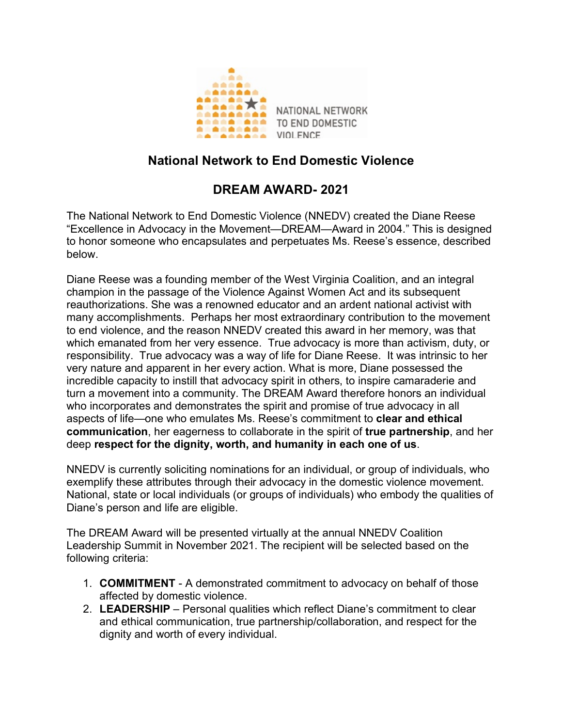NATIONAL NETWORK TO END DOMESTIC VIOLENCE

## National Network to End Domestic Violence

## DREAM AWARD- 2021

The National Network to End Domestic Violence (NNEDV) created the Diane Reese "Excellence in Advocacy in the Movement—DREAM—Award in 2004." This is designed to honor someone who encapsulates and perpetuates Ms. Reese's essence, described below.

Diane Reese was a founding member of the West Virginia Coalition, and an integral champion in the passage of the Violence Against Women Act and its subsequent reauthorizations. She was a renowned educator and an ardent national activist with many accomplishments. Perhaps her most extraordinary contribution to the movement to end violence, and the reason NNEDV created this award in her memory, was that which emanated from her very essence. True advocacy is more than activism, duty, or responsibility. True advocacy was a way of life for Diane Reese. It was intrinsic to her very nature and apparent in her every action. What is more, Diane possessed the incredible capacity to instill that advocacy spirit in others, to inspire camaraderie and turn a movement into a community. The DREAM Award therefore honors an individual who incorporates and demonstrates the spirit and promise of true advocacy in all aspects of life—one who emulates Ms. Reese's commitment to **clear and ethical communication**, her eagerness to collaborate in the spirit of **true partnership**, and her deep **respect for the dignity, worth, and humanity in each one of us**.

NNEDV is currently soliciting nominations for an individual, or group of individuals, who exemplify these attributes through their advocacy in the domestic violence movement. National, state or local individuals (or groups of individuals) who embody the qualities of Diane's person and life are eligible.

The DREAM Award will be presented virtually at the annual NNEDV Coalition Leadership Summit in November 2021. The recipient will be selected based on the following criteria:

1. **COMMITMENT** - A demonstrated commitment to advocacy on behalf of those affected by domestic violence.
2. **LEADERSHIP** – Personal qualities which reflect Diane's commitment to clear and ethical communication, true partnership/collaboration, and respect for the dignity and worth of every individual.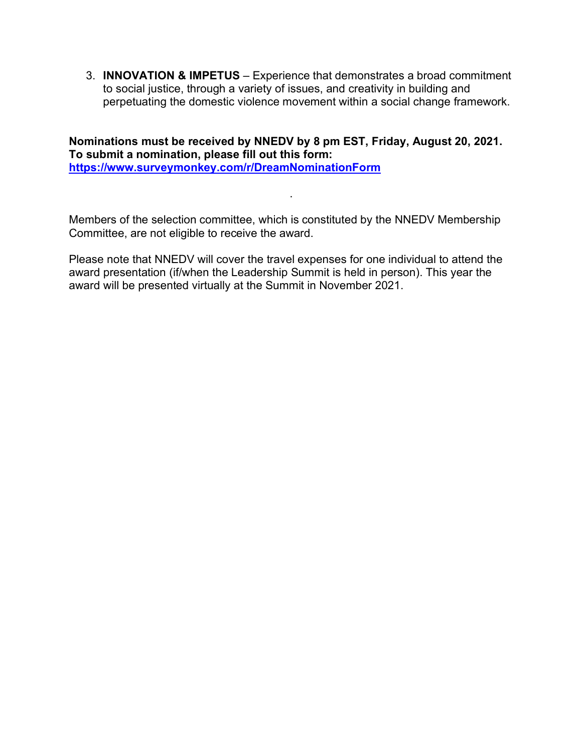3. **INNOVATION & IMPETUS** – Experience that demonstrates a broad commitment to social justice, through a variety of issues, and creativity in building and perpetuating the domestic violence movement within a social change framework.

**Nominations must be received by NNEDV by 8 pm EST, Friday, August 20, 2021. To submit a nomination, please fill out this form:**
**https://www.surveymonkey.com/r/DreamNominationForm**

.

Members of the selection committee, which is constituted by the NNEDV Membership Committee, are not eligible to receive the award.

Please note that NNEDV will cover the travel expenses for one individual to attend the award presentation (if/when the Leadership Summit is held in person). This year the award will be presented virtually at the Summit in November 2021.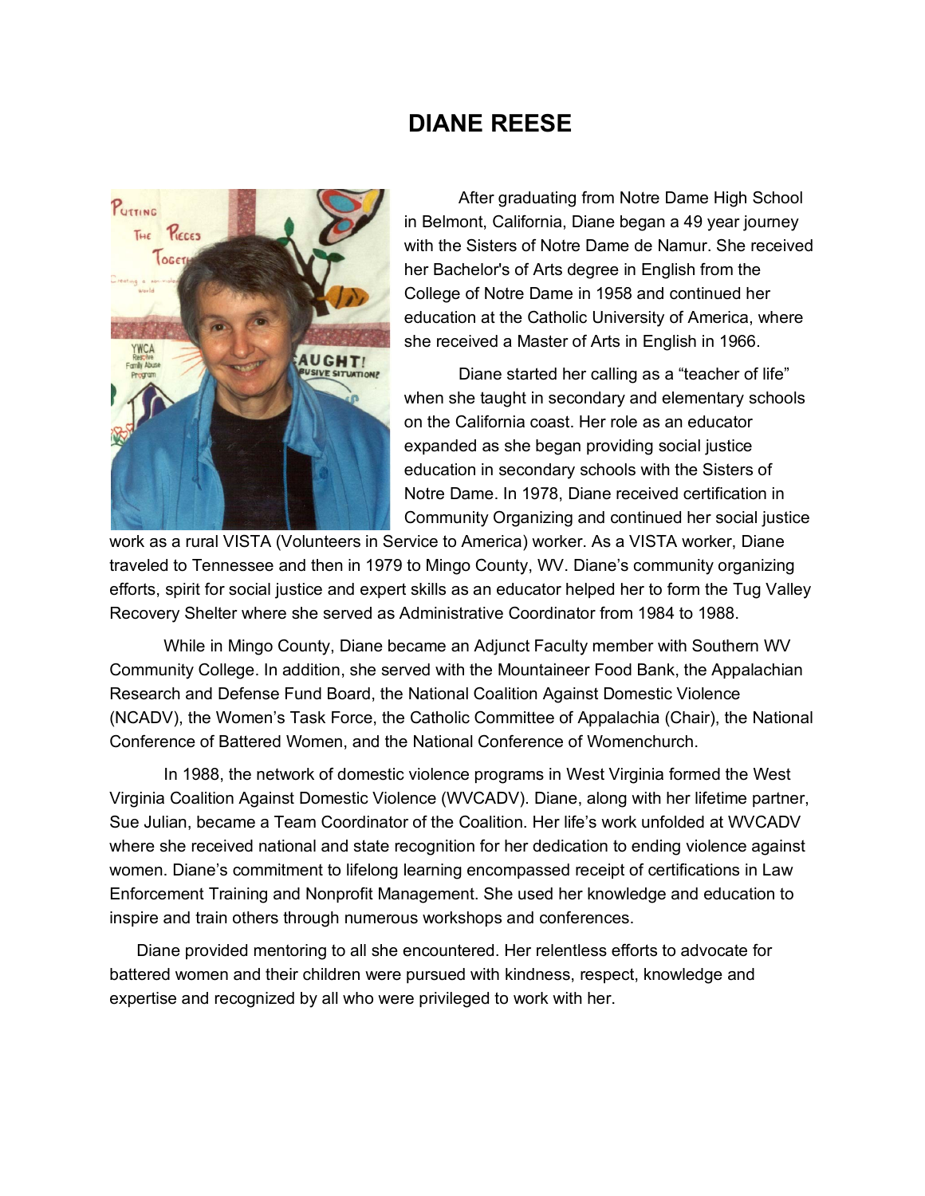# DIANE REESE

After graduating from Notre Dame High School in Belmont, California, Diane began a 49 year journey with the Sisters of Notre Dame de Namur. She received her Bachelor's of Arts degree in English from the College of Notre Dame in 1958 and continued her education at the Catholic University of America, where she received a Master of Arts in English in 1966.

Diane started her calling as a "teacher of life" when she taught in secondary and elementary schools on the California coast. Her role as an educator expanded as she began providing social justice education in secondary schools with the Sisters of Notre Dame. In 1978, Diane received certification in Community Organizing and continued her social justice work as a rural VISTA (Volunteers in Service to America) worker. As a VISTA worker, Diane traveled to Tennessee and then in 1979 to Mingo County, WV. Diane's community organizing efforts, spirit for social justice and expert skills as an educator helped her to form the Tug Valley Recovery Shelter where she served as Administrative Coordinator from 1984 to 1988.

While in Mingo County, Diane became an Adjunct Faculty member with Southern WV Community College. In addition, she served with the Mountaineer Food Bank, the Appalachian Research and Defense Fund Board, the National Coalition Against Domestic Violence (NCADV), the Women's Task Force, the Catholic Committee of Appalachia (Chair), the National Conference of Battered Women, and the National Conference of Womenchurch.

In 1988, the network of domestic violence programs in West Virginia formed the West Virginia Coalition Against Domestic Violence (WVCADV). Diane, along with her lifetime partner, Sue Julian, became a Team Coordinator of the Coalition. Her life's work unfolded at WVCADV where she received national and state recognition for her dedication to ending violence against women. Diane's commitment to lifelong learning encompassed receipt of certifications in Law Enforcement Training and Nonprofit Management. She used her knowledge and education to inspire and train others through numerous workshops and conferences.

Diane provided mentoring to all she encountered. Her relentless efforts to advocate for battered women and their children were pursued with kindness, respect, knowledge and expertise and recognized by all who were privileged to work with her.